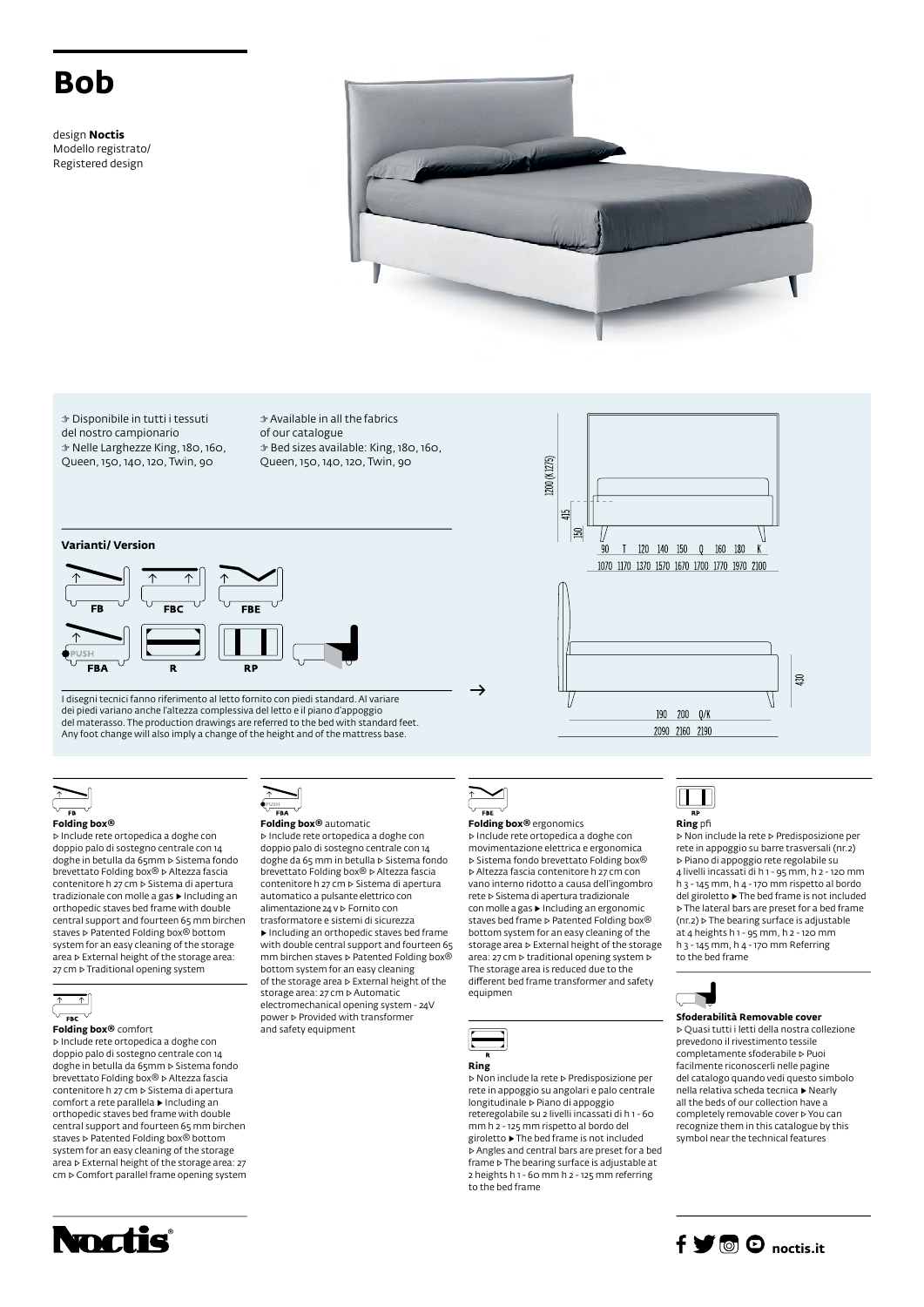# Bob

design **Noctis**
Modello registrato/
Registered design

- Disponibile in tutti i tessuti del nostro campionario
- Nelle Larghezze King, 180, 160, Queen, 150, 140, 120, Twin, 90

- Available in all the fabrics of our catalogue
- Bed sizes available: King, 180, 160, Queen, 150, 140, 120, Twin, 90

1200 (K 1275)

415

150

| 90 | T | 120 | 140 | 150 | Q | 160 | 180 | K |
|---|---|---|---|---|---|---|---|---|
| 1070 | 1170 | 1370 | 1570 | 1670 | 1700 | 1770 | 1970 | 2100 |

430

| 190 | 200 | Q/K |
|---|---|---|
| 2090 | 2160 | 2190 |

## Varianti/ Version

FB, FBC, FBE, FBA, R, RP

I disegni tecnici fanno riferimento al letto fornito con piedi standard. Al variare dei piedi variano anche l'altezza complessiva del letto e il piano d'appoggio del materasso. The production drawings are referred to the bed with standard feet. Any foot change will also imply a change of the height and of the mattress base.

### FB — Folding box®

▷ Include rete ortopedica a doghe con doppio palo di sostegno centrale con 14 doghe in betulla da 65mm ▷ Sistema fondo brevettato Folding box® ▷ Altezza fascia contenitore h 27 cm ▷ Sistema di apertura tradizionale con molle a gas ▶ Including an orthopedic staves bed frame with double central support and fourteen 65 mm birchen staves ▷ Patented Folding box® bottom system for an easy cleaning of the storage area ▷ External height of the storage area: 27 cm ▷ Traditional opening system

### FBC — Folding box® comfort

▷ Include rete ortopedica a doghe con doppio palo di sostegno centrale con 14 doghe in betulla da 65mm ▷ Sistema fondo brevettato Folding box® ▷ Altezza fascia contenitore h 27 cm ▷ Sistema di apertura comfort a rete parallela ▶ Including an orthopedic staves bed frame with double central support and fourteen 65 mm birchen staves ▷ Patented Folding box® bottom system for an easy cleaning of the storage area ▷ External height of the storage area: 27 cm ▷ Comfort parallel frame opening system

### FBA — Folding box® automatic

▷ Include rete ortopedica a doghe con doppio palo di sostegno centrale con 14 doghe da 65 mm in betulla ▷ Sistema fondo brevettato Folding box® ▷ Altezza fascia contenitore h 27 cm ▷ Sistema di apertura automatico a pulsante elettrico con alimentazione 24 v ▷ Fornito con trasformatore e sistemi di sicurezza ▶ Including an orthopedic staves bed frame with double central support and fourteen 65 mm birchen staves ▷ Patented Folding box® bottom system for an easy cleaning of the storage area ▷ External height of the storage area: 27 cm ▷ Automatic electromechanical opening system - 24V power ▷ Provided with transformer and safety equipment

### FBE — Folding box® ergonomics

▷ Include rete ortopedica a doghe con movimentazione elettrica e ergonomica ▷ Sistema fondo brevettato Folding box® ▷ Altezza fascia contenitore h 27 cm con vano interno ridotto a causa dell'ingombro rete ▷ Sistema di apertura tradizionale con molle a gas ▶ Including an ergonomic staves bed frame ▷ Patented Folding box® bottom system for an easy cleaning of the storage area ▷ External height of the storage area: 27 cm ▷ traditional opening system ▷ The storage area is reduced due to the different bed frame transformer and safety equipmen

### R — Ring

▷ Non include la rete ▷ Predisposizione per rete in appoggio su angolari e palo centrale longitudinale ▷ Piano di appoggio reteregolabile su 2 livelli incassati di h 1 - 60 mm h 2 - 125 mm rispetto al bordo del giroletto ▶ The bed frame is not included ▷ Angles and central bars are preset for a bed frame ▷ The bearing surface is adjustable at 2 heights h 1 - 60 mm h 2 - 125 mm referring to the bed frame

### RP — Ring pfi

▷ Non include la rete ▷ Predisposizione per rete in appoggio su barre trasversali (nr.2) ▷ Piano di appoggio rete regolabile su 4 livelli incassati di h 1 - 95 mm, h 2 - 120 mm h 3 - 145 mm, h 4 - 170 mm rispetto al bordo del giroletto ▶ The bed frame is not included ▷ The lateral bars are preset for a bed frame (nr.2) ▷ The bearing surface is adjustable at 4 heights h 1 - 95 mm, h 2 - 120 mm h 3 - 145 mm, h 4 - 170 mm Referring to the bed frame

### Sfoderabilità Removable cover

▷ Quasi tutti i letti della nostra collezione prevedono il rivestimento tessile completamente sfoderabile ▷ Puoi facilmente riconoscerli nelle pagine del catalogo quando vedi questo simbolo nella relativa scheda tecnica ▶ Nearly all the beds of our collection have a completely removable cover ▷ You can recognize them in this catalogue by this symbol near the technical features

Noctis®

noctis.it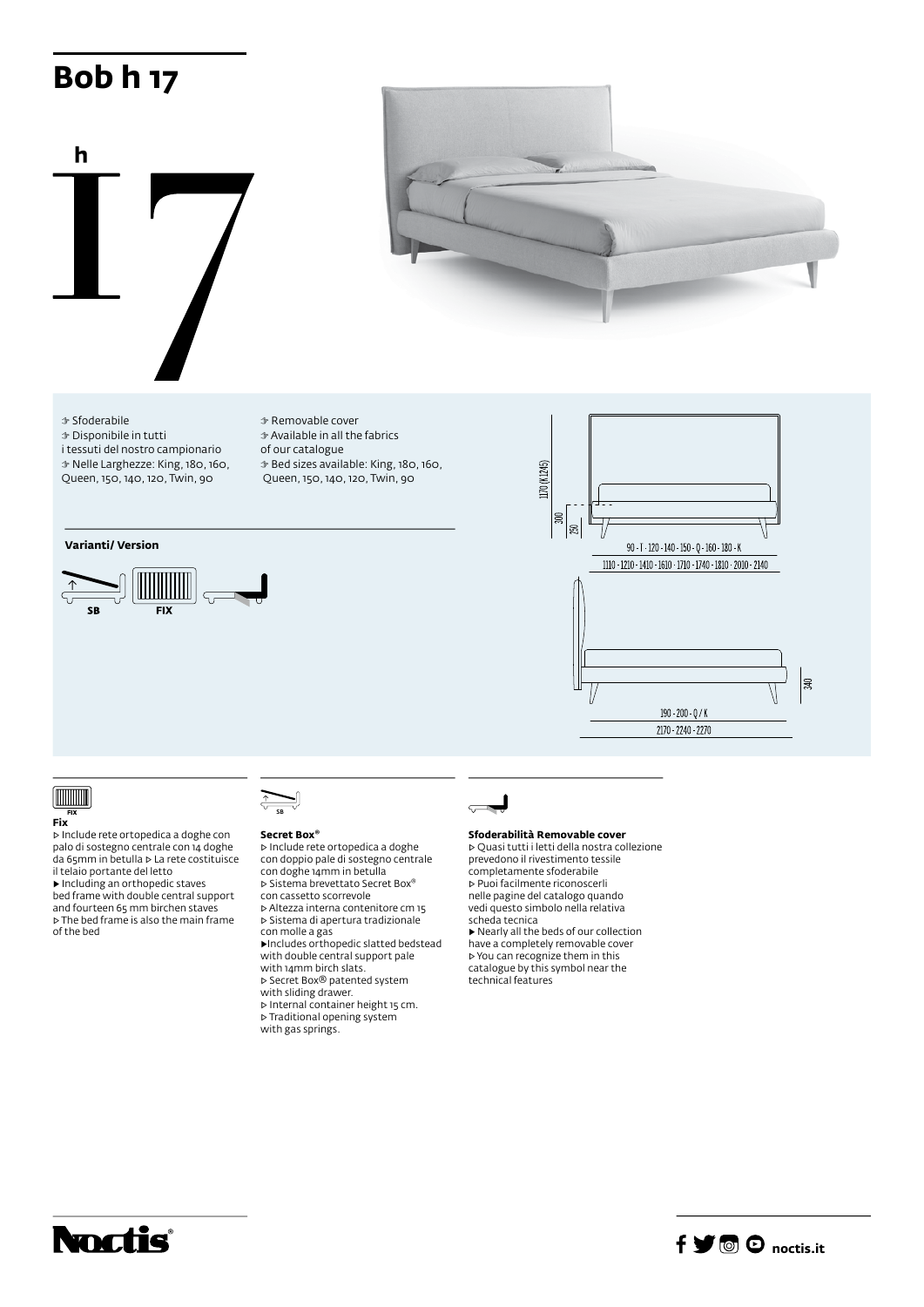# Bob h 17

h 17

- Sfoderabile
- Disponibile in tutti i tessuti del nostro campionario
- Nelle Larghezze: King, 180, 160, Queen, 150, 140, 120, Twin, 90

- Removable cover
- Available in all the fabrics of our catalogue
- Bed sizes available: King, 180, 160, Queen, 150, 140, 120, Twin, 90

1170 (K 1245)

300

250

90 - T - 120 - 140 - 150 - Q - 160 - 180 - K

1110 - 1210 - 1410 - 1610 - 1710 - 1740 - 1810 - 2010 - 2140

340

190 - 200 - Q / K

2170 - 2240 - 2270

**Varianti/ Version**

SB FIX

**Fix**

▷ Include rete ortopedica a doghe con palo di sostegno centrale con 14 doghe da 65mm in betulla ▷ La rete costituisce il telaio portante del letto
▶ Including an orthopedic staves bed frame with double central support and fourteen 65 mm birchen staves ▷ The bed frame is also the main frame of the bed

**Secret Box®**

▷ Include rete ortopedica a doghe con doppio pale di sostegno centrale con doghe 14mm in betulla
▷ Sistema brevettato Secret Box® con cassetto scorrevole
▷ Altezza interna contenitore cm 15
▷ Sistema di apertura tradizionale con molle a gas
▶Includes orthopedic slatted bedstead with double central support pale with 14mm birch slats.
▷ Secret Box® patented system with sliding drawer.
▷ Internal container height 15 cm.
▷ Traditional opening system with gas springs.

**Sfoderabilità Removable cover**

▷ Quasi tutti i letti della nostra collezione prevedono il rivestimento tessile completamente sfoderabile
▷ Puoi facilmente riconoscerli nelle pagine del catalogo quando vedi questo simbolo nella relativa scheda tecnica
▶ Nearly all the beds of our collection have a completely removable cover
▷ You can recognize them in this catalogue by this symbol near the technical features

Noctis®

noctis.it